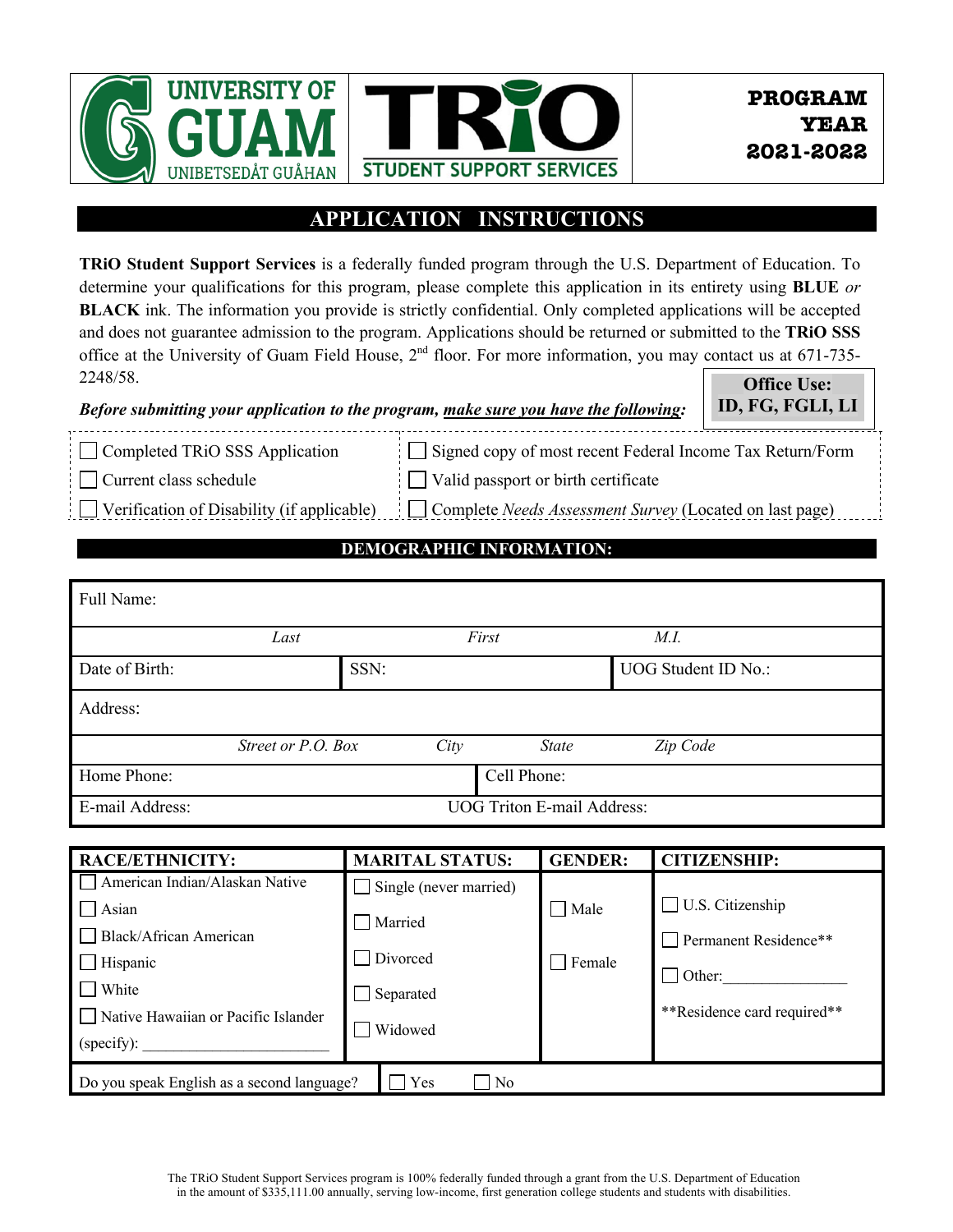UNIVERSITY OF GUAM
UNIBETSEDÅT GUÅHAN

TRiO STUDENT SUPPORT SERVICES

**PROGRAM YEAR 2021-2022**

## APPLICATION INSTRUCTIONS

**TRiO Student Support Services** is a federally funded program through the U.S. Department of Education. To determine your qualifications for this program, please complete this application in its entirety using **BLUE** *or* **BLACK** ink. The information you provide is strictly confidential. Only completed applications will be accepted and does not guarantee admission to the program. Applications should be returned or submitted to the **TRiO SSS** office at the University of Guam Field House, 2nd floor. For more information, you may contact us at 671-735-2248/58.

**Office Use: ID, FG, FGLI, LI**

***Before submitting your application to the program, make sure you have the following:***

| | |
|---|---|
| ☐ Completed TRiO SSS Application | ☐ Signed copy of most recent Federal Income Tax Return/Form |
| ☐ Current class schedule | ☐ Valid passport or birth certificate |
| ☐ Verification of Disability (if applicable) | ☐ Complete *Needs Assessment Survey* (Located on last page) |

## DEMOGRAPHIC INFORMATION:

| | | |
|---|---|---|
| Full Name: | | |
| *Last* | *First* | *M.I.* |
| Date of Birth: | SSN: | UOG Student ID No.: |
| Address: | | |
| *Street or P.O. Box* | *City* *State* | *Zip Code* |
| Home Phone: | Cell Phone: | |
| E-mail Address: | UOG Triton E-mail Address: | |

| RACE/ETHNICITY: | MARITAL STATUS: | GENDER: | CITIZENSHIP: |
|---|---|---|---|
| ☐ American Indian/Alaskan Native | ☐ Single (never married) | ☐ Male | ☐ U.S. Citizenship |
| ☐ Asian | ☐ Married | ☐ Female | ☐ Permanent Residence** |
| ☐ Black/African American | ☐ Divorced | | ☐ Other:_______________ |
| ☐ Hispanic | ☐ Separated | | **Residence card required** |
| ☐ White | ☐ Widowed | | |
| ☐ Native Hawaiian or Pacific Islander | | | |
| (specify): _______________________ | | | |

| Do you speak English as a second language? | ☐ Yes ☐ No |
|---|---|

The TRiO Student Support Services program is 100% federally funded through a grant from the U.S. Department of Education in the amount of $335,111.00 annually, serving low-income, first generation college students and students with disabilities.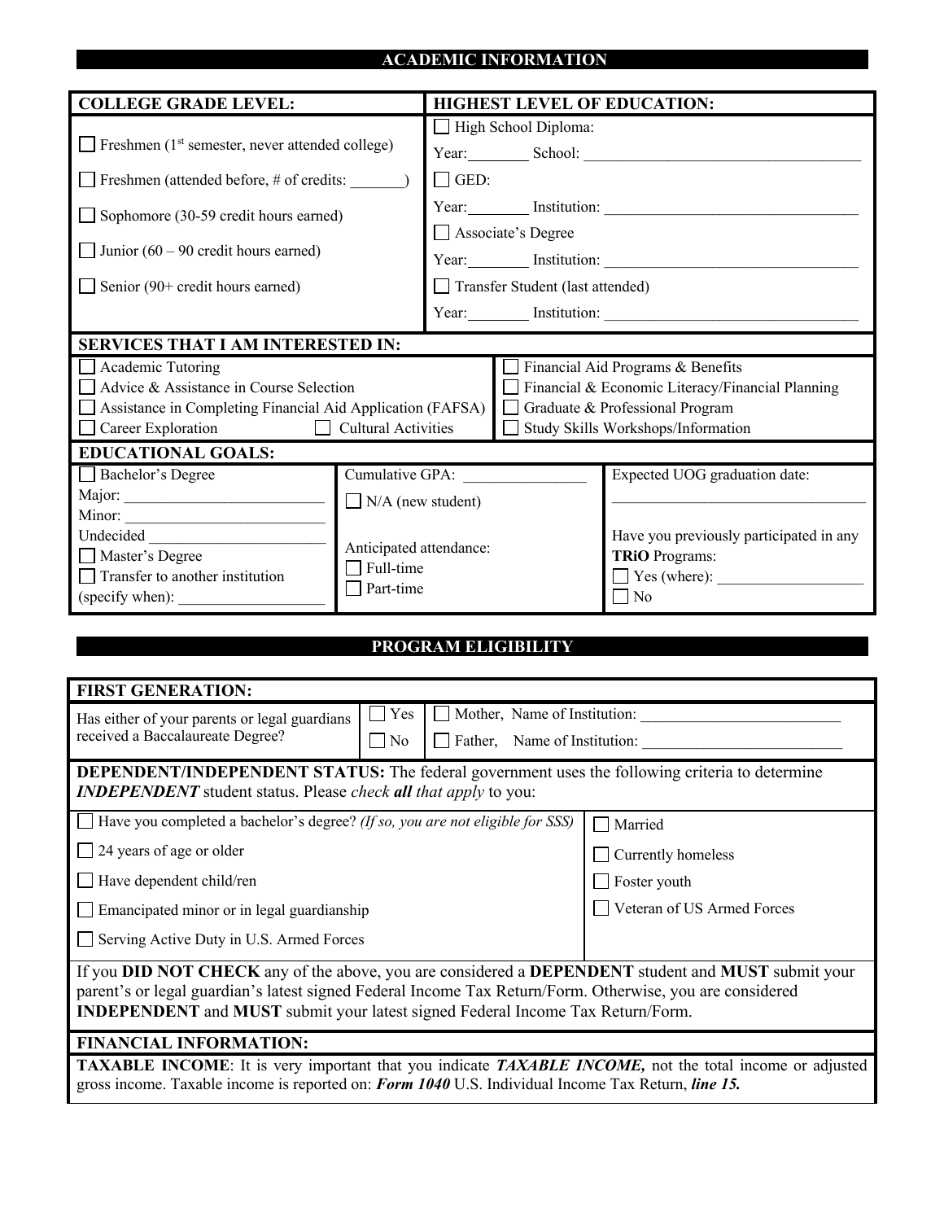## ACADEMIC INFORMATION

| COLLEGE GRADE LEVEL: | HIGHEST LEVEL OF EDUCATION: |
|---|---|
| ☐ Freshmen (1st semester, never attended college) | ☐ High School Diploma: Year:________ School: ____________________ |
| ☐ Freshmen (attended before, # of credits: _______) | ☐ GED: Year:________ Institution: ____________________ |
| ☐ Sophomore (30-59 credit hours earned) | ☐ Associate's Degree Year:________ Institution: ____________________ |
| ☐ Junior (60 – 90 credit hours earned) | ☐ Transfer Student (last attended) Year:________ Institution: ____________________ |
| ☐ Senior (90+ credit hours earned) | |

**SERVICES THAT I AM INTERESTED IN:**

| | |
|---|---|
| ☐ Academic Tutoring | ☐ Financial Aid Programs & Benefits |
| ☐ Advice & Assistance in Course Selection | ☐ Financial & Economic Literacy/Financial Planning |
| ☐ Assistance in Completing Financial Aid Application (FAFSA) | ☐ Graduate & Professional Program |
| ☐ Career Exploration ☐ Cultural Activities | ☐ Study Skills Workshops/Information |

**EDUCATIONAL GOALS:**

| | | |
|---|---|---|
| ☐ Bachelor's Degree<br>Major: ____________________<br>Minor: ____________________<br>Undecided ____________________<br>☐ Master's Degree<br>☐ Transfer to another institution (specify when): ______________ | Cumulative GPA: ____________<br>☐ N/A (new student)<br><br>Anticipated attendance:<br>☐ Full-time<br>☐ Part-time | Expected UOG graduation date:<br>____________________<br><br>Have you previously participated in any **TRiO** Programs:<br>☐ Yes (where): ______________<br>☐ No |

## PROGRAM ELIGIBILITY

**FIRST GENERATION:**

| | | |
|---|---|---|
| Has either of your parents or legal guardians received a Baccalaureate Degree? | ☐ Yes<br>☐ No | ☐ Mother, Name of Institution: ____________________<br>☐ Father, Name of Institution: ____________________ |

**DEPENDENT/INDEPENDENT STATUS:** The federal government uses the following criteria to determine ***INDEPENDENT*** student status. Please *check **all** that apply* to you:

| | |
|---|---|
| ☐ Have you completed a bachelor's degree? *(If so, you are not eligible for SSS)* | ☐ Married |
| ☐ 24 years of age or older | ☐ Currently homeless |
| ☐ Have dependent child/ren | ☐ Foster youth |
| ☐ Emancipated minor or in legal guardianship | ☐ Veteran of US Armed Forces |
| ☐ Serving Active Duty in U.S. Armed Forces | |

If you **DID NOT CHECK** any of the above, you are considered a **DEPENDENT** student and **MUST** submit your parent's or legal guardian's latest signed Federal Income Tax Return/Form. Otherwise, you are considered **INDEPENDENT** and **MUST** submit your latest signed Federal Income Tax Return/Form.

**FINANCIAL INFORMATION:**

**TAXABLE INCOME**: It is very important that you indicate ***TAXABLE INCOME,*** not the total income or adjusted gross income. Taxable income is reported on: ***Form 1040*** U.S. Individual Income Tax Return, ***line 15.***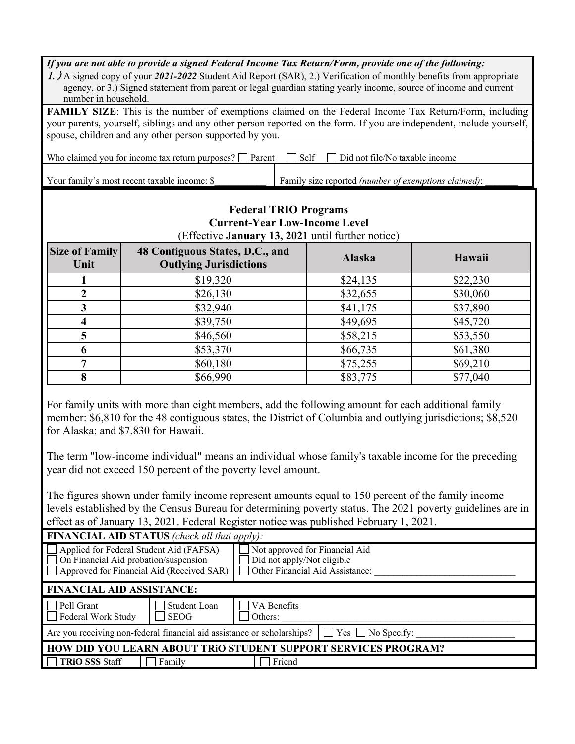***If you are not able to provide a signed Federal Income Tax Return/Form, provide one of the following:***

*1.)* A signed copy of your ***2021-2022*** Student Aid Report (SAR), 2.) Verification of monthly benefits from appropriate agency, or 3.) Signed statement from parent or legal guardian stating yearly income, source of income and current number in household.

**FAMILY SIZE**: This is the number of exemptions claimed on the Federal Income Tax Return/Form, including your parents, yourself, siblings and any other person reported on the form. If you are independent, include yourself, spouse, children and any other person supported by you.

Who claimed you for income tax return purposes? ☐ Parent ☐ Self ☐ Did not file/No taxable income

Your family's most recent taxable income: $___________ | Family size reported *(number of exemptions claimed)*: _______

**Federal TRIO Programs**
**Current-Year Low-Income Level**
(Effective **January 13, 2021** until further notice)

| Size of Family Unit | 48 Contiguous States, D.C., and Outlying Jurisdictions | Alaska | Hawaii |
|---|---|---|---|
| **1** | $19,320 | $24,135 | $22,230 |
| **2** | $26,130 | $32,655 | $30,060 |
| **3** | $32,940 | $41,175 | $37,890 |
| **4** | $39,750 | $49,695 | $45,720 |
| **5** | $46,560 | $58,215 | $53,550 |
| **6** | $53,370 | $66,735 | $61,380 |
| **7** | $60,180 | $75,255 | $69,210 |
| **8** | $66,990 | $83,775 | $77,040 |

For family units with more than eight members, add the following amount for each additional family member: $6,810 for the 48 contiguous states, the District of Columbia and outlying jurisdictions; $8,520 for Alaska; and $7,830 for Hawaii.

The term "low-income individual" means an individual whose family's taxable income for the preceding year did not exceed 150 percent of the poverty level amount.

The figures shown under family income represent amounts equal to 150 percent of the family income levels established by the Census Bureau for determining poverty status. The 2021 poverty guidelines are in effect as of January 13, 2021. Federal Register notice was published February 1, 2021.

**FINANCIAL AID STATUS** *(check all that apply)*:

| | |
|---|---|
| ☐ Applied for Federal Student Aid (FAFSA) | ☐ Not approved for Financial Aid |
| ☐ On Financial Aid probation/suspension | ☐ Did not apply/Not eligible |
| ☐ Approved for Financial Aid (Received SAR) | ☐ Other Financial Aid Assistance: ____________________________ |

**FINANCIAL AID ASSISTANCE:**

| | | |
|---|---|---|
| ☐ Pell Grant | ☐ Student Loan | ☐ VA Benefits |
| ☐ Federal Work Study | ☐ SEOG | ☐ Others: ____________________________ |

Are you receiving non-federal financial aid assistance or scholarships? ☐ Yes ☐ No Specify: ____________________

**HOW DID YOU LEARN ABOUT TRiO STUDENT SUPPORT SERVICES PROGRAM?**

☐ **TRiO SSS** Staff ☐ Family ☐ Friend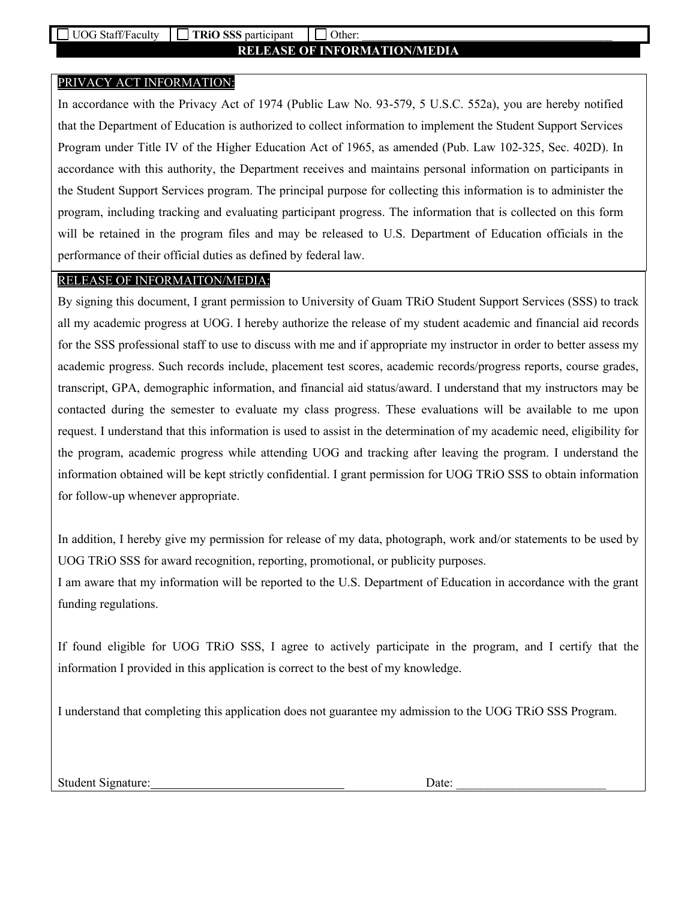☐ UOG Staff/Faculty | ☐ **TRiO SSS** participant | ☐ Other: ______________________________________________

## RELEASE OF INFORMATION/MEDIA

PRIVACY ACT INFORMATION:

In accordance with the Privacy Act of 1974 (Public Law No. 93-579, 5 U.S.C. 552a), you are hereby notified that the Department of Education is authorized to collect information to implement the Student Support Services Program under Title IV of the Higher Education Act of 1965, as amended (Pub. Law 102-325, Sec. 402D). In accordance with this authority, the Department receives and maintains personal information on participants in the Student Support Services program. The principal purpose for collecting this information is to administer the program, including tracking and evaluating participant progress. The information that is collected on this form will be retained in the program files and may be released to U.S. Department of Education officials in the performance of their official duties as defined by federal law.

RELEASE OF INFORMAITON/MEDIA:

By signing this document, I grant permission to University of Guam TRiO Student Support Services (SSS) to track all my academic progress at UOG. I hereby authorize the release of my student academic and financial aid records for the SSS professional staff to use to discuss with me and if appropriate my instructor in order to better assess my academic progress. Such records include, placement test scores, academic records/progress reports, course grades, transcript, GPA, demographic information, and financial aid status/award. I understand that my instructors may be contacted during the semester to evaluate my class progress. These evaluations will be available to me upon request. I understand that this information is used to assist in the determination of my academic need, eligibility for the program, academic progress while attending UOG and tracking after leaving the program. I understand the information obtained will be kept strictly confidential. I grant permission for UOG TRiO SSS to obtain information for follow-up whenever appropriate.

In addition, I hereby give my permission for release of my data, photograph, work and/or statements to be used by UOG TRiO SSS for award recognition, reporting, promotional, or publicity purposes.
I am aware that my information will be reported to the U.S. Department of Education in accordance with the grant funding regulations.

If found eligible for UOG TRiO SSS, I agree to actively participate in the program, and I certify that the information I provided in this application is correct to the best of my knowledge.

I understand that completing this application does not guarantee my admission to the UOG TRiO SSS Program.

Student Signature:_______________________________ Date: _________________________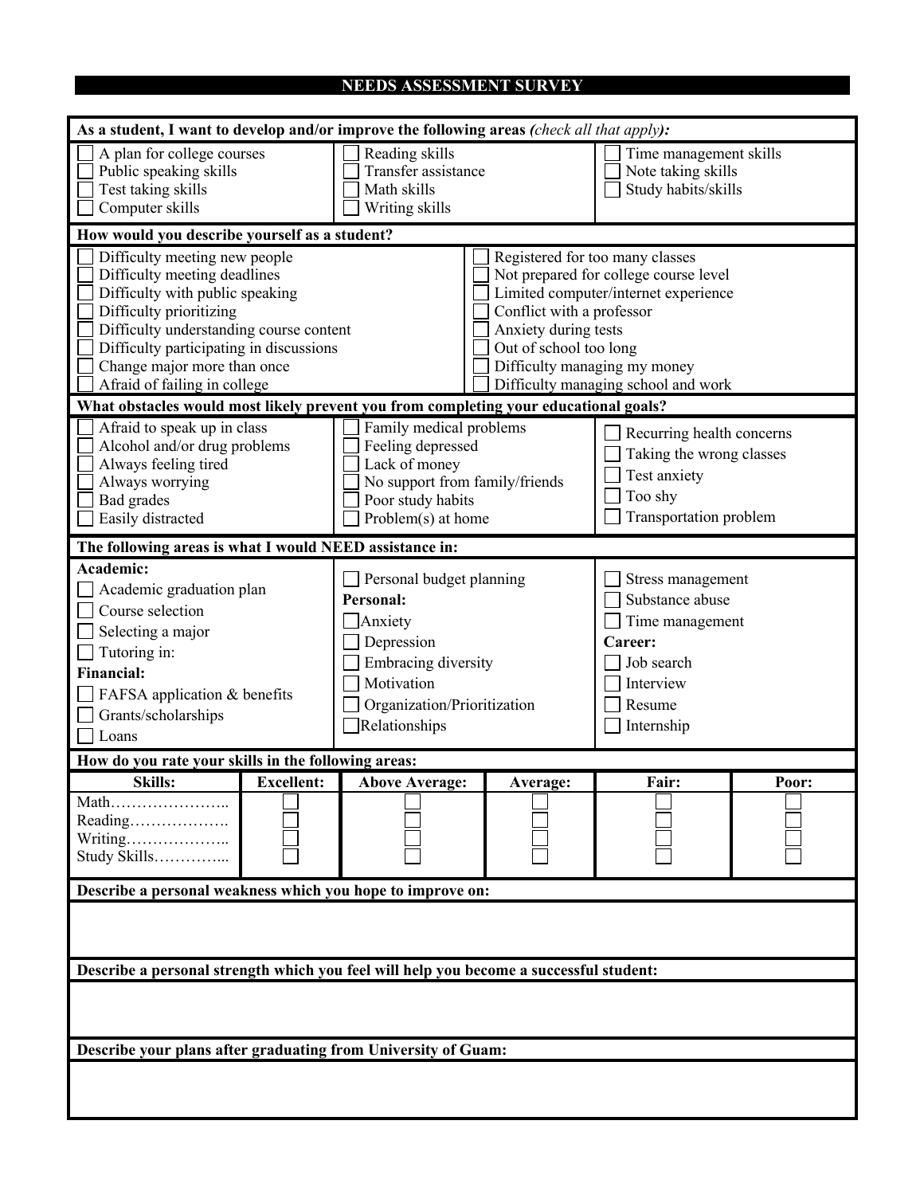# NEEDS ASSESSMENT SURVEY

**As a student, I want to develop and/or improve the following areas *(check all that apply)*:**

- ☐ A plan for college courses
- ☐ Public speaking skills
- ☐ Test taking skills
- ☐ Computer skills
- ☐ Reading skills
- ☐ Transfer assistance
- ☐ Math skills
- ☐ Writing skills
- ☐ Time management skills
- ☐ Note taking skills
- ☐ Study habits/skills

**How would you describe yourself as a student?**

- ☐ Difficulty meeting new people
- ☐ Difficulty meeting deadlines
- ☐ Difficulty with public speaking
- ☐ Difficulty prioritizing
- ☐ Difficulty understanding course content
- ☐ Difficulty participating in discussions
- ☐ Change major more than once
- ☐ Afraid of failing in college
- ☐ Registered for too many classes
- ☐ Not prepared for college course level
- ☐ Limited computer/internet experience
- ☐ Conflict with a professor
- ☐ Anxiety during tests
- ☐ Out of school too long
- ☐ Difficulty managing my money
- ☐ Difficulty managing school and work

**What obstacles would most likely prevent you from completing your educational goals?**

- ☐ Afraid to speak up in class
- ☐ Alcohol and/or drug problems
- ☐ Always feeling tired
- ☐ Always worrying
- ☐ Bad grades
- ☐ Easily distracted
- ☐ Family medical problems
- ☐ Feeling depressed
- ☐ Lack of money
- ☐ No support from family/friends
- ☐ Poor study habits
- ☐ Problem(s) at home
- ☐ Recurring health concerns
- ☐ Taking the wrong classes
- ☐ Test anxiety
- ☐ Too shy
- ☐ Transportation problem

**The following areas is what I would NEED assistance in:**

**Academic:**
- ☐ Academic graduation plan
- ☐ Course selection
- ☐ Selecting a major
- ☐ Tutoring in:

**Financial:**
- ☐ FAFSA application & benefits
- ☐ Grants/scholarships
- ☐ Loans
- ☐ Personal budget planning

**Personal:**
- ☐ Anxiety
- ☐ Depression
- ☐ Embracing diversity
- ☐ Motivation
- ☐ Organization/Prioritization
- ☐ Relationships
- ☐ Stress management
- ☐ Substance abuse
- ☐ Time management

**Career:**
- ☐ Job search
- ☐ Interview
- ☐ Resume
- ☐ Internship

**How do you rate your skills in the following areas:**

| Skills: | Excellent: | Above Average: | Average: | Fair: | Poor: |
|---|---|---|---|---|---|
| Math………………….. | ☐ | ☐ | ☐ | ☐ | ☐ |
| Reading………………. | ☐ | ☐ | ☐ | ☐ | ☐ |
| Writing……………….. | ☐ | ☐ | ☐ | ☐ | ☐ |
| Study Skills………….. | ☐ | ☐ | ☐ | ☐ | ☐ |

**Describe a personal weakness which you hope to improve on:**

**Describe a personal strength which you feel will help you become a successful student:**

**Describe your plans after graduating from University of Guam:**